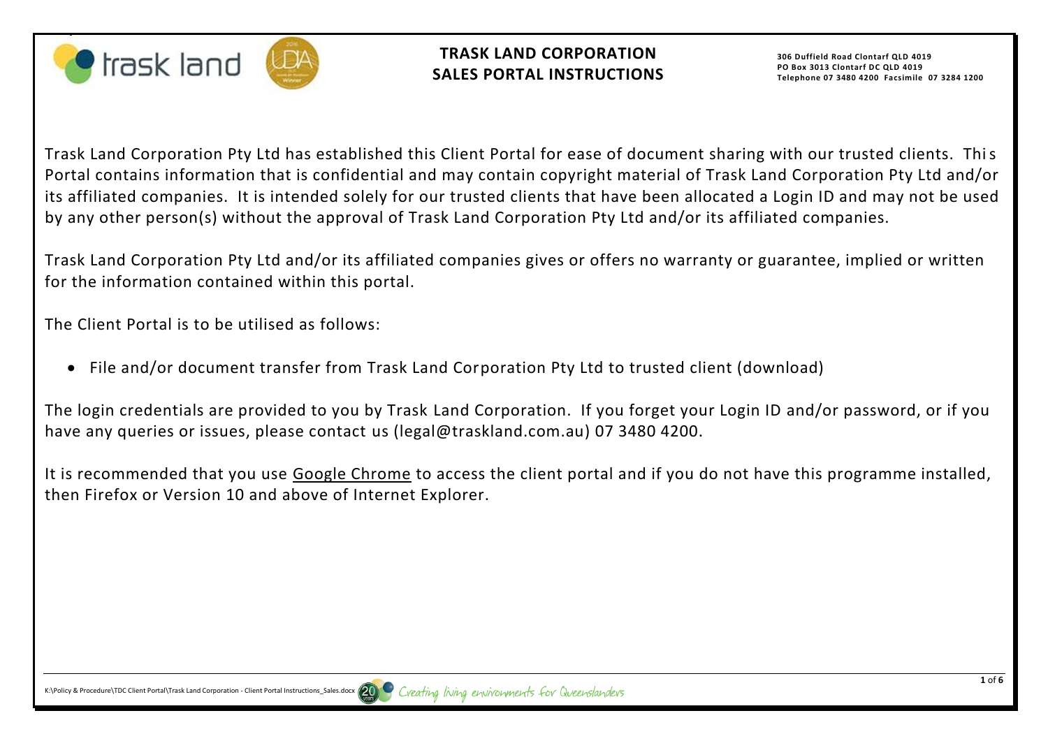# TRASK LAND CORPORATION
## SALES PORTAL INSTRUCTIONS

**306 Duffield Road Clontarf QLD 4019**
**PO Box 3013 Clontarf DC QLD 4019**
**Telephone 07 3480 4200 Facsimile 07 3284 1200**

Trask Land Corporation Pty Ltd has established this Client Portal for ease of document sharing with our trusted clients. This Portal contains information that is confidential and may contain copyright material of Trask Land Corporation Pty Ltd and/or its affiliated companies. It is intended solely for our trusted clients that have been allocated a Login ID and may not be used by any other person(s) without the approval of Trask Land Corporation Pty Ltd and/or its affiliated companies.

Trask Land Corporation Pty Ltd and/or its affiliated companies gives or offers no warranty or guarantee, implied or written for the information contained within this portal.

The Client Portal is to be utilised as follows:

- File and/or document transfer from Trask Land Corporation Pty Ltd to trusted client (download)

The login credentials are provided to you by Trask Land Corporation. If you forget your Login ID and/or password, or if you have any queries or issues, please contact us (legal@traskland.com.au) 07 3480 4200.

It is recommended that you use Google Chrome to access the client portal and if you do not have this programme installed, then Firefox or Version 10 and above of Internet Explorer.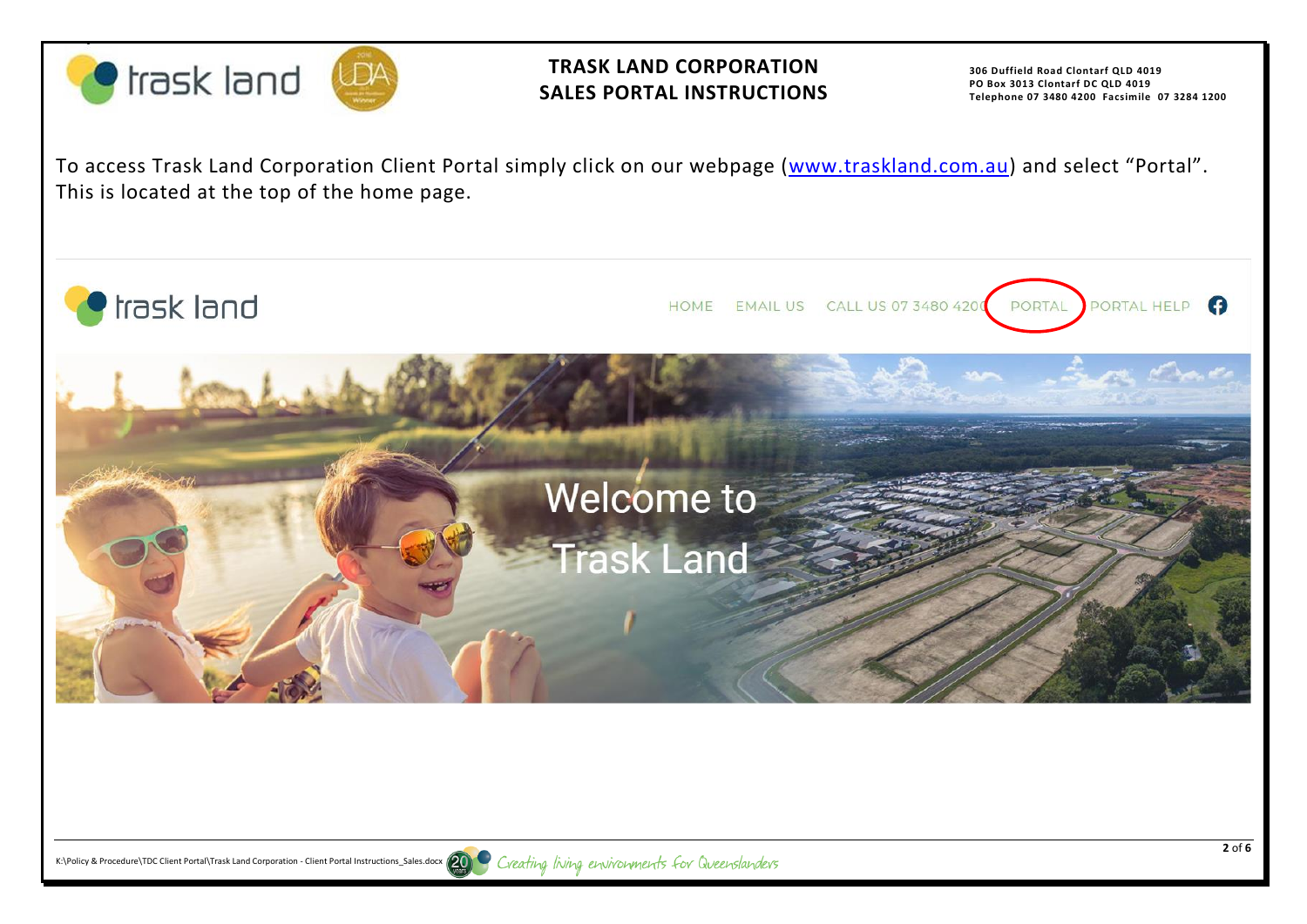To access Trask Land Corporation Client Portal simply click on our webpage (www.traskland.com.au) and select "Portal". This is located at the top of the home page.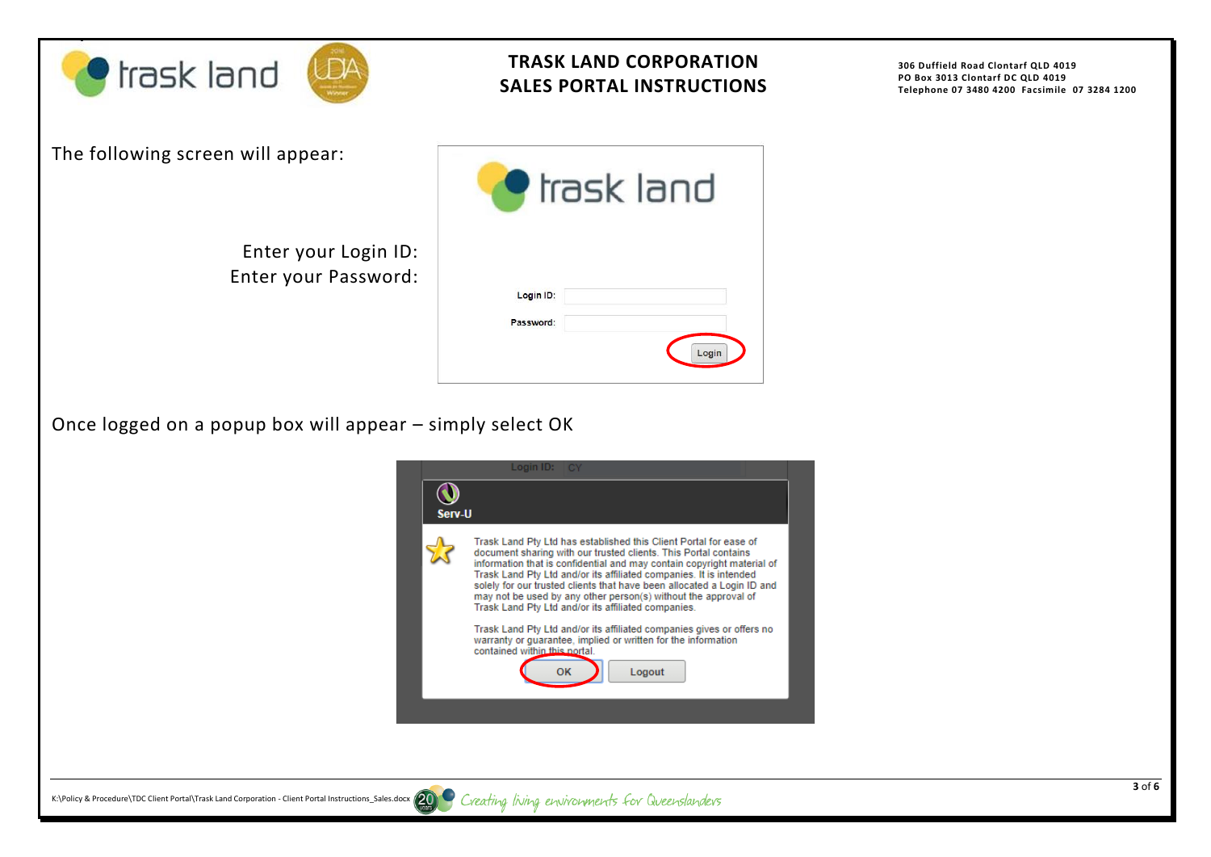The following screen will appear:

Enter your Login ID:
Enter your Password:

Login ID:

Password:

Login

Once logged on a popup box will appear – simply select OK

Serv-U

Trask Land Pty Ltd has established this Client Portal for ease of document sharing with our trusted clients. This Portal contains information that is confidential and may contain copyright material of Trask Land Pty Ltd and/or its affiliated companies. It is intended solely for our trusted clients that have been allocated a Login ID and may not be used by any other person(s) without the approval of Trask Land Pty Ltd and/or its affiliated companies.

Trask Land Pty Ltd and/or its affiliated companies gives or offers no warranty or guarantee, implied or written for the information contained within this portal.

OK | Logout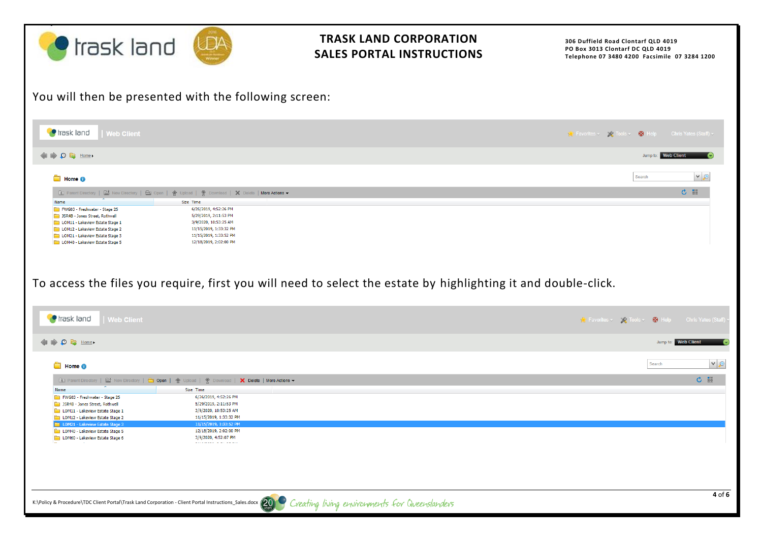You will then be presented with the following screen:

| Name | Size | Time |
|---|---|---|
| FWG03 - Freshwater - Stage 25 | | 6/26/2019, 4:52:26 PM |
| JSR4B - Jones Street, Rothwell | | 5/29/2019, 2:11:53 PM |
| LOM11 - Lakeview Estate Stage 1 | | 3/9/2020, 10:53:25 AM |
| LOM12 - Lakeview Estate Stage 2 | | 11/15/2019, 1:33:32 PM |
| LOM21 - Lakeview Estate Stage 3 | | 11/15/2019, 1:33:52 PM |
| LOM40 - Lakeview Estate Stage 5 | | 12/18/2019, 2:02:00 PM |

To access the files you require, first you will need to select the estate by highlighting it and double-click.

| Name | Size | Time |
|---|---|---|
| FWG03 - Freshwater - Stage 25 | | 6/26/2019, 4:52:26 PM |
| JSR4B - Jones Street, Rothwell | | 5/29/2019, 2:11:53 PM |
| LOM11 - Lakeview Estate Stage 1 | | 3/9/2020, 10:53:25 AM |
| LOM12 - Lakeview Estate Stage 2 | | 11/15/2019, 1:33:32 PM |
| LOM21 - Lakeview Estate Stage 3 | | 11/15/2019, 1:33:52 PM |
| LOM40 - Lakeview Estate Stage 5 | | 12/18/2019, 2:02:00 PM |
| LOM60 - Lakeview Estate Stage 6 | | 3/9/2020, 4:52:07 PM |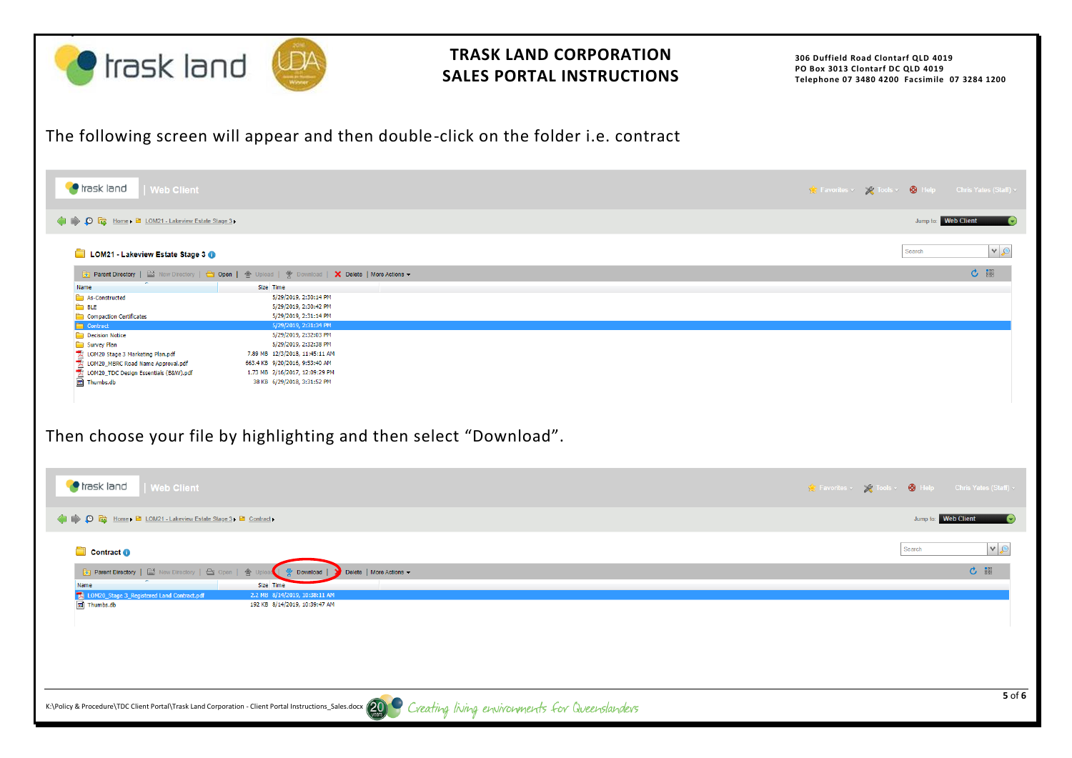The following screen will appear and then double-click on the folder i.e. contract

| Name | Size | Time |
|---|---|---|
| As-Constructed | | 5/29/2019, 2:30:14 PM |
| BLE | | 5/29/2019, 2:30:42 PM |
| Compaction Certificates | | 5/29/2019, 2:31:14 PM |
| Contract | | 5/29/2019, 2:31:34 PM |
| Decision Notice | | 5/29/2019, 2:32:03 PM |
| Survey Plan | | 5/29/2019, 2:32:38 PM |
| LOM20 Stage 3 Marketing Plan.pdf | 7.89 MB | 12/3/2018, 11:45:11 AM |
| LOM20_MBRC Road Name Approval.pdf | 663.4 KB | 9/20/2016, 9:53:40 AM |
| LOM20_TDC Design Essentials (B&W).pdf | 1.73 MB | 2/16/2017, 12:09:29 PM |
| Thumbs.db | 38 KB | 6/29/2018, 3:31:52 PM |

Then choose your file by highlighting and then select "Download".

| Name | Size | Time |
|---|---|---|
| LOM20_Stage 3_Registered Land Contract.pdf | 2.2 MB | 8/14/2019, 10:38:11 AM |
| Thumbs.db | 192 KB | 8/14/2019, 10:39:47 AM |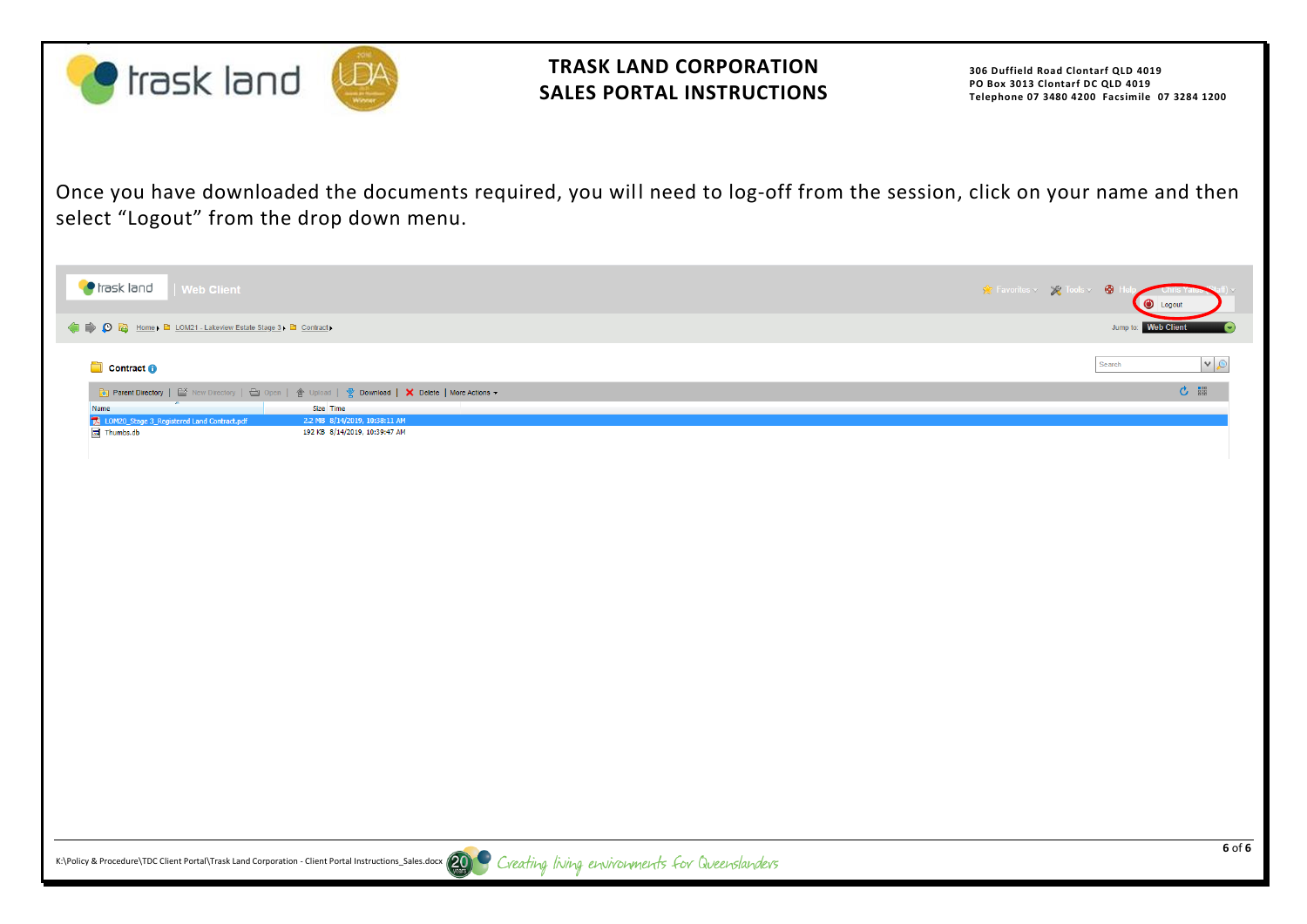Once you have downloaded the documents required, you will need to log-off from the session, click on your name and then select “Logout” from the drop down menu.